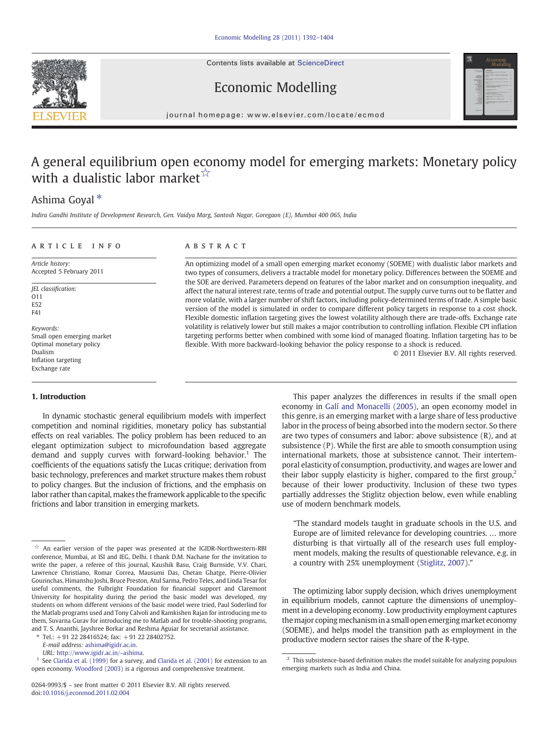Contents lists available at ScienceDirect

# Economic Modelling

journal homepage: www.elsevier.com/locate/ecmod

# A general equilibrium open economy model for emerging markets: Monetary policy with a dualistic labor market ☆

Ashima Goyal *

*Indira Gandhi Institute of Development Research, Gen. Vaidya Marg, Santosh Nagar, Goregaon (E), Mumbai 400 065, India*

## ARTICLE INFO

*Article history:*
Accepted 5 February 2011

*JEL classification:*
O11
E52
F41

*Keywords:*
Small open emerging market
Optimal monetary policy
Dualism
Inflation targeting
Exchange rate

## ABSTRACT

An optimizing model of a small open emerging market economy (SOEME) with dualistic labor markets and two types of consumers, delivers a tractable model for monetary policy. Differences between the SOEME and the SOE are derived. Parameters depend on features of the labor market and on consumption inequality, and affect the natural interest rate, terms of trade and potential output. The supply curve turns out to be flatter and more volatile, with a larger number of shift factors, including policy-determined terms of trade. A simple basic version of the model is simulated in order to compare different policy targets in response to a cost shock. Flexible domestic inflation targeting gives the lowest volatility although there are trade-offs. Exchange rate volatility is relatively lower but still makes a major contribution to controlling inflation. Flexible CPI inflation targeting performs better when combined with some kind of managed floating. Inflation targeting has to be flexible. With more backward-looking behavior the policy response to a shock is reduced.

© 2011 Elsevier B.V. All rights reserved.

## 1. Introduction

In dynamic stochastic general equilibrium models with imperfect competition and nominal rigidities, monetary policy has substantial effects on real variables. The policy problem has been reduced to an elegant optimization subject to microfoundation based aggregate demand and supply curves with forward-looking behavior.[1] The coefficients of the equations satisfy the Lucas critique; derivation from basic technology, preferences and market structure makes them robust to policy changes. But the inclusion of frictions, and the emphasis on labor rather than capital, makes the framework applicable to the specific frictions and labor transition in emerging markets.

This paper analyzes the differences in results if the small open economy in Galí and Monacelli (2005), an open economy model in this genre, is an emerging market with a large share of less productive labor in the process of being absorbed into the modern sector. So there are two types of consumers and labor: above subsistence (R), and at subsistence (P). While the first are able to smooth consumption using international markets, those at subsistence cannot. Their intertemporal elasticity of consumption, productivity, and wages are lower and their labor supply elasticity is higher, compared to the first group,[2] because of their lower productivity. Inclusion of these two types partially addresses the Stiglitz objection below, even while enabling use of modern benchmark models.

> "The standard models taught in graduate schools in the U.S. and Europe are of limited relevance for developing countries. … more disturbing is that virtually all of the research uses full employment models, making the results of questionable relevance, e.g. in a country with 25% unemployment (Stiglitz, 2007)."

The optimizing labor supply decision, which drives unemployment in equilibrium models, cannot capture the dimensions of unemployment in a developing economy. Low productivity employment captures the major coping mechanism in a small open emerging market economy (SOEME), and helps model the transition path as employment in the productive modern sector raises the share of the R-type.

---

☆ An earlier version of the paper was presented at the IGIDR-Northwestern-RBI conference, Mumbai, at ISI and IEG, Delhi. I thank D.M. Nachane for the invitation to write the paper, a referee of this journal, Kaushik Basu, Craig Burnside, V.V. Chari, Lawrence Christiano, Romar Correa, Mausumi Das, Chetan Ghatge, Pierre-Olivier Gourinchas, Himanshu Joshi, Bruce Preston, Atul Sarma, Pedro Teles, and Linda Tesar for useful comments, the Fulbright Foundation for financial support and Claremont University for hospitality during the period the basic model was developed, my students on whom different versions of the basic model were tried, Paul Soderlind for the Matlab programs used and Tony Calvoli and Ramkishen Rajan for introducing me to them, Suvarna Gurav for introducing me to Matlab and for trouble-shooting programs, and T. S. Ananthi, Jayshree Borkar and Reshma Aguiar for secretarial assistance.

\* Tel.: +91 22 28416524; fax: +91 22 28402752.
E-mail address: ashima@igidr.ac.in.
URL: http://www.igidr.ac.in/~ashima.

[1] See Clarida et al. (1999) for a survey, and Clarida et al. (2001) for extension to an open economy. Woodford (2003) is a rigorous and comprehensive treatment.

[2] This subsistence-based definition makes the model suitable for analyzing populous emerging markets such as India and China.

0264-9993/$ – see front matter © 2011 Elsevier B.V. All rights reserved.
doi:10.1016/j.econmod.2011.02.004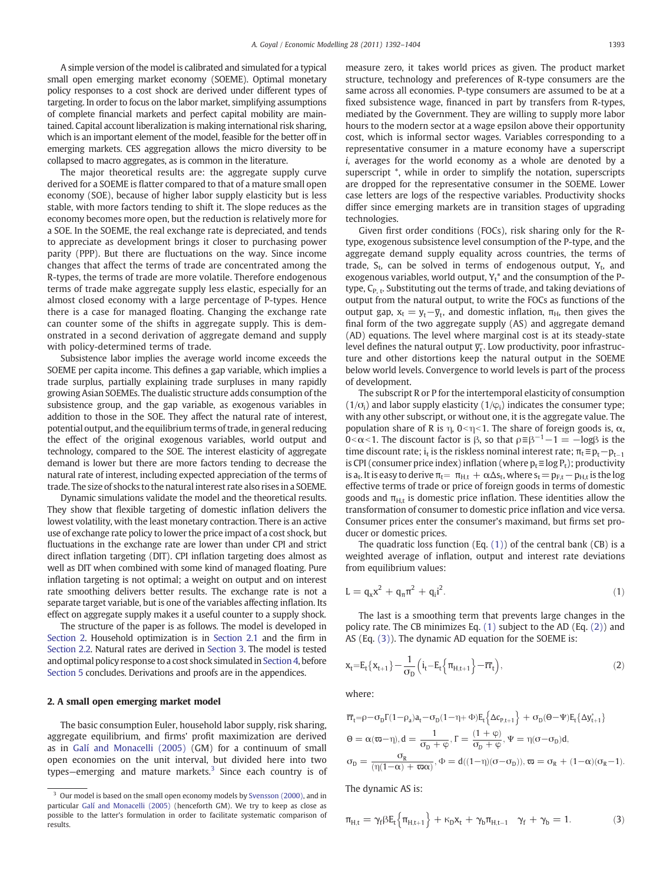A simple version of the model is calibrated and simulated for a typical small open emerging market economy (SOEME). Optimal monetary policy responses to a cost shock are derived under different types of targeting. In order to focus on the labor market, simplifying assumptions of complete financial markets and perfect capital mobility are maintained. Capital account liberalization is making international risk sharing, which is an important element of the model, feasible for the better off in emerging markets. CES aggregation allows the micro diversity to be collapsed to macro aggregates, as is common in the literature.

The major theoretical results are: the aggregate supply curve derived for a SOEME is flatter compared to that of a mature small open economy (SOE), because of higher labor supply elasticity but is less stable, with more factors tending to shift it. The slope reduces as the economy becomes more open, but the reduction is relatively more for a SOE. In the SOEME, the real exchange rate is depreciated, and tends to appreciate as development brings it closer to purchasing power parity (PPP). But there are fluctuations on the way. Since income changes that affect the terms of trade are concentrated among the R-types, the terms of trade are more volatile. Therefore endogenous terms of trade make aggregate supply less elastic, especially for an almost closed economy with a large percentage of P-types. Hence there is a case for managed floating. Changing the exchange rate can counter some of the shifts in aggregate supply. This is demonstrated in a second derivation of aggregate demand and supply with policy-determined terms of trade.

Subsistence labor implies the average world income exceeds the SOEME per capita income. This defines a gap variable, which implies a trade surplus, partially explaining trade surpluses in many rapidly growing Asian SOEMEs. The dualistic structure adds consumption of the subsistence group, and the gap variable, as exogenous variables in addition to those in the SOE. They affect the natural rate of interest, potential output, and the equilibrium terms of trade, in general reducing the effect of the original exogenous variables, world output and technology, compared to the SOE. The interest elasticity of aggregate demand is lower but there are more factors tending to decrease the natural rate of interest, including expected appreciation of the terms of trade. The size of shocks to the natural interest rate also rises in a SOEME.

Dynamic simulations validate the model and the theoretical results. They show that flexible targeting of domestic inflation delivers the lowest volatility, with the least monetary contraction. There is an active use of exchange rate policy to lower the price impact of a cost shock, but fluctuations in the exchange rate are lower than under CPI and strict direct inflation targeting (DIT). CPI inflation targeting does almost as well as DIT when combined with some kind of managed floating. Pure inflation targeting is not optimal; a weight on output and on interest rate smoothing delivers better results. The exchange rate is not a separate target variable, but is one of the variables affecting inflation. Its effect on aggregate supply makes it a useful counter to a supply shock.

The structure of the paper is as follows. The model is developed in Section 2. Household optimization is in Section 2.1 and the firm in Section 2.2. Natural rates are derived in Section 3. The model is tested and optimal policy response to a cost shock simulated in Section 4, before Section 5 concludes. Derivations and proofs are in the appendices.

## 2. A small open emerging market model

The basic consumption Euler, household labor supply, risk sharing, aggregate equilibrium, and firms' profit maximization are derived as in Galí and Monacelli (2005) (GM) for a continuum of small open economies on the unit interval, but divided here into two types—emerging and mature markets.[3] Since each country is of measure zero, it takes world prices as given. The product market structure, technology and preferences of R-type consumers are the same across all economies. P-type consumers are assumed to be at a fixed subsistence wage, financed in part by transfers from R-types, mediated by the Government. They are willing to supply more labor hours to the modern sector at a wage epsilon above their opportunity cost, which is informal sector wages. Variables corresponding to a representative consumer in a mature economy have a superscript $i$, averages for the world economy as a whole are denoted by a superscript *, while in order to simplify the notation, superscripts are dropped for the representative consumer in the SOEME. Lower case letters are logs of the respective variables. Productivity shocks differ since emerging markets are in transition stages of upgrading technologies.

Given first order conditions (FOCs), risk sharing only for the R-type, exogenous subsistence level consumption of the P-type, and the aggregate demand supply equality across countries, the terms of trade, $S_t$, can be solved in terms of endogenous output, $Y_t$, and exogenous variables, world output, $Y_t^*$ and the consumption of the P-type, $C_{P,t}$. Substituting out the terms of trade, and taking deviations of output from the natural output, to write the FOCs as functions of the output gap, $x_t = y_t - \overline{y}_t$, and domestic inflation, $\pi_H$, then gives the final form of the two aggregate supply (AS) and aggregate demand (AD) equations. The level where marginal cost is at its steady-state level defines the natural output $\overline{y_t}$. Low productivity, poor infrastructure and other distortions keep the natural output in the SOEME below world levels. Convergence to world levels is part of the process of development.

The subscript R or P for the intertemporal elasticity of consumption $(1/\sigma_i)$ and labor supply elasticity $(1/\varphi_i)$ indicates the consumer type; with any other subscript, or without one, it is the aggregate value. The population share of R is $\eta$, $0<\eta<1$. The share of foreign goods is, $\alpha$, $0<\alpha<1$. The discount factor is $\beta$, so that $\rho \equiv \beta^{-1} - 1 = -\log\beta$ is the time discount rate; $i_t$ is the riskless nominal interest rate; $\pi_t \equiv p_t - p_{t-1}$ is CPI (consumer price index) inflation (where $p_t \equiv \log P_t$); productivity is $a_t$. It is easy to derive $\pi_t = \pi_{H,t} + \alpha \Delta s_t$, where $s_t = p_{F,t} - p_{H,t}$ is the log effective terms of trade or price of foreign goods in terms of domestic goods and $\pi_{H,t}$ is domestic price inflation. These identities allow the transformation of consumer to domestic price inflation and vice versa. Consumer prices enter the consumer's maximand, but firms set producer or domestic prices.

The quadratic loss function (Eq. (1)) of the central bank (CB) is a weighted average of inflation, output and interest rate deviations from equilibrium values:

$$L = q_x x^2 + q_\pi \pi^2 + q_i i^2. \tag{1}$$

The last is a smoothing term that prevents large changes in the policy rate. The CB minimizes Eq. (1) subject to the AD (Eq. (2)) and AS (Eq. (3)). The dynamic AD equation for the SOEME is:

$$x_t = E_t\{x_{t+1}\} - \frac{1}{\sigma_D}\left(i_t - E_t\{\pi_{H,t+1}\} - \overline{rr}_t\right), \tag{2}$$

where:

$$\overline{rr}_t = \rho - \sigma_D \Gamma (1-\rho_a) a_t - \sigma_D (1-\eta+\Phi) E_t\left\{\Delta c_{P,t+1}\right\} + \sigma_D(\Theta - \Psi) E_t\{\Delta y^*_{t+1}\}$$

$$\Theta = \alpha(\varpi - \eta),\ d = \frac{1}{\sigma_D + \varphi},\ \Gamma = \frac{(1+\varphi)}{\sigma_D + \varphi},\ \Psi = \eta(\sigma - \sigma_D)d,$$

$$\sigma_D = \frac{\sigma_R}{(\eta(1-\alpha) + \varpi\alpha)},\ \Phi = d((1-\eta)(\sigma - \sigma_D)),\ \varpi = \sigma_R + (1-\alpha)(\sigma_R - 1).$$

The dynamic AS is:

$$\pi_{H,t} = \gamma_f \beta E_t\left\{\pi_{H,t+1}\right\} + \kappa_D x_t + \gamma_b \pi_{H,t-1} \quad \gamma_f + \gamma_b = 1. \tag{3}$$

[3] Our model is based on the small open economy models by Svensson (2000), and in particular Galí and Monacelli (2005) (henceforth GM). We try to keep as close as possible to the latter's formulation in order to facilitate systematic comparison of results.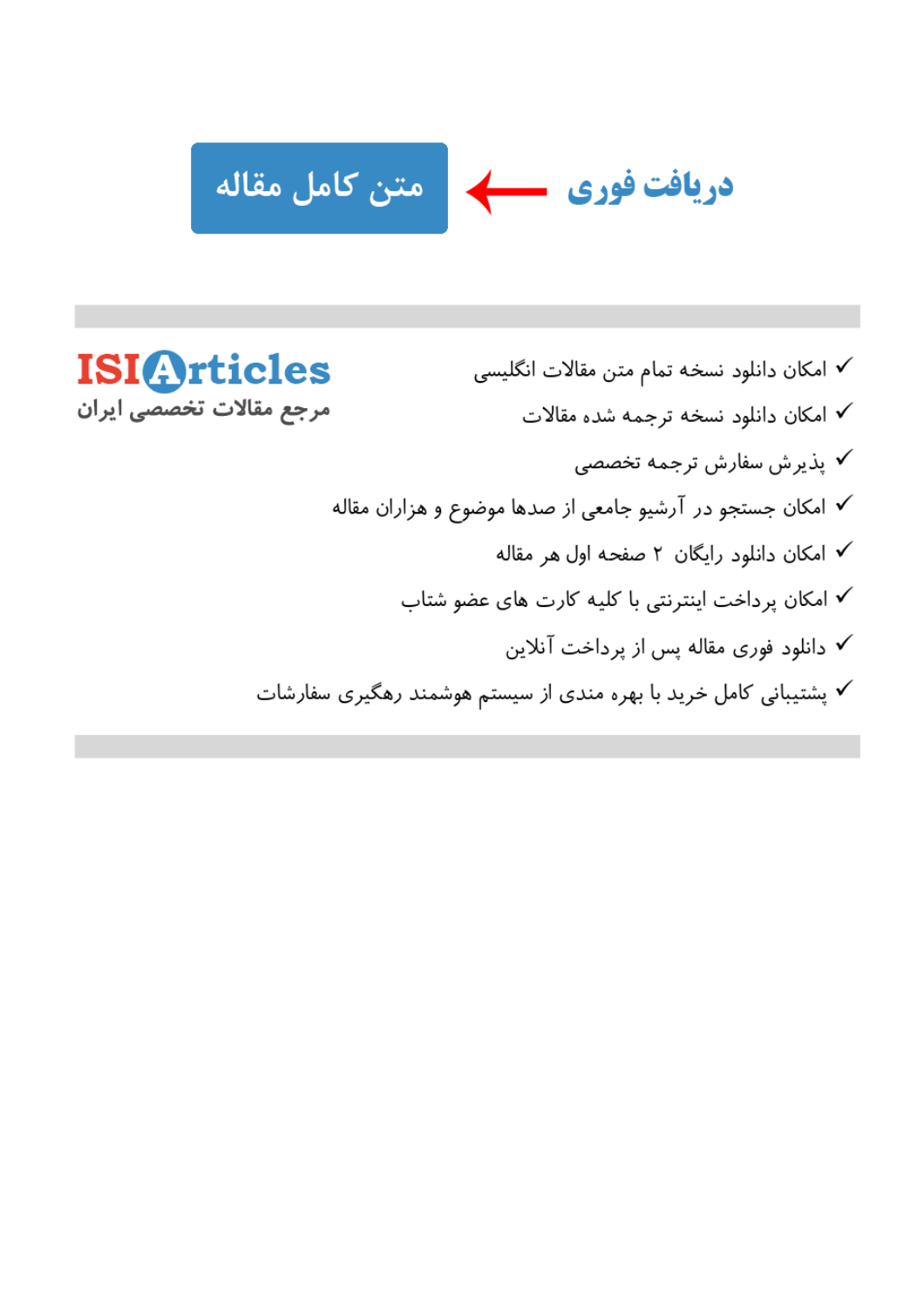دریافت فوری ← متن کامل مقاله

**ISIArticles**
مرجع مقالات تخصصی ایران

- ✓ امکان دانلود نسخه تمام متن مقالات انگلیسی
- ✓ امکان دانلود نسخه ترجمه شده مقالات
- ✓ پذیرش سفارش ترجمه تخصصی
- ✓ امکان جستجو در آرشیو جامعی از صدها موضوع و هزاران مقاله
- ✓ امکان دانلود رایگان ۲ صفحه اول هر مقاله
- ✓ امکان پرداخت اینترنتی با کلیه کارت های عضو شتاب
- ✓ دانلود فوری مقاله پس از پرداخت آنلاین
- ✓ پشتیبانی کامل خرید با بهره مندی از سیستم هوشمند رهگیری سفارشات